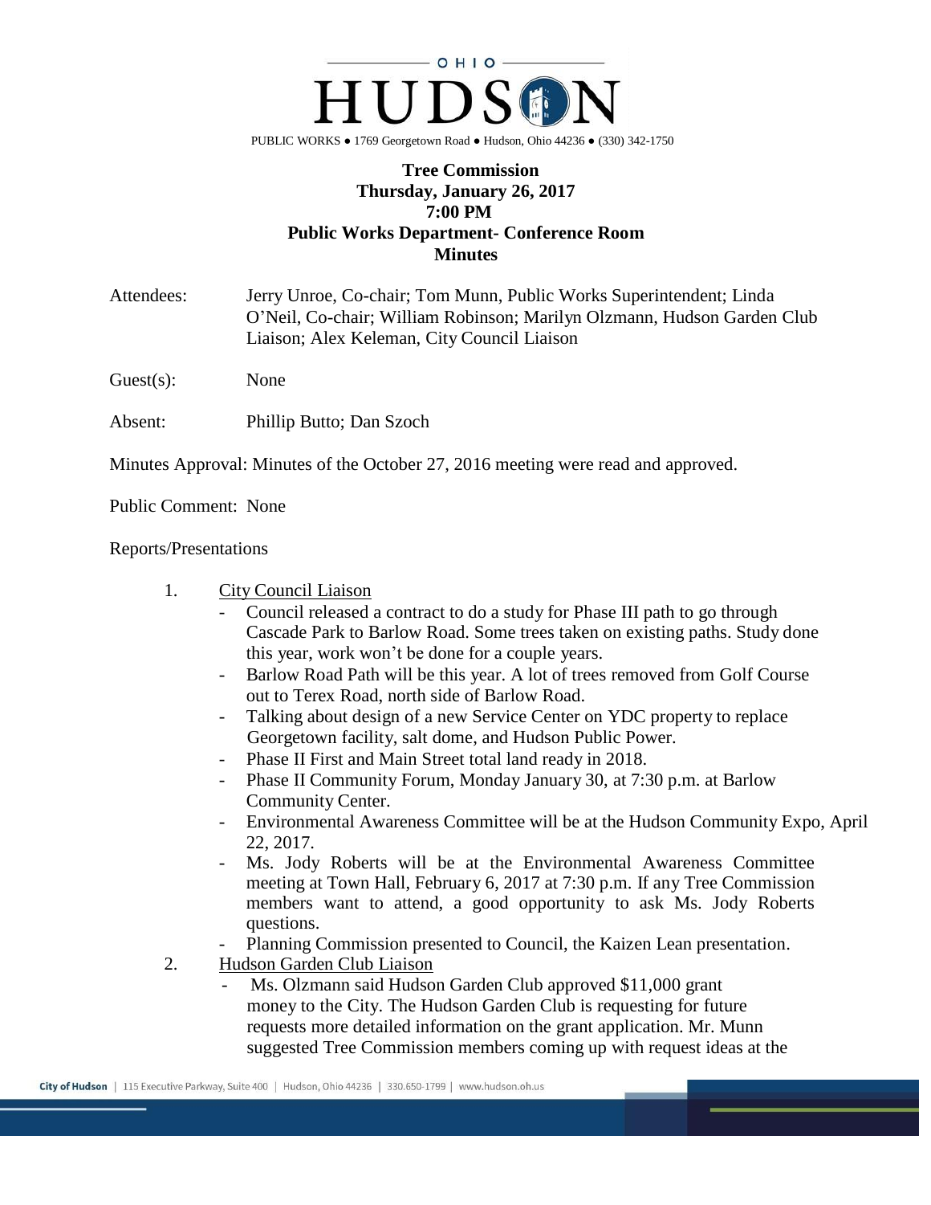OHIO

# HUDSON

PUBLIC WORKS ● 1769 Georgetown Road ● Hudson, Ohio 44236 ● (330) 342-1750

**Tree Commission**
**Thursday, January 26, 2017**
**7:00 PM**
**Public Works Department- Conference Room**
**Minutes**

Attendees: Jerry Unroe, Co-chair; Tom Munn, Public Works Superintendent; Linda O'Neil, Co-chair; William Robinson; Marilyn Olzmann, Hudson Garden Club Liaison; Alex Keleman, City Council Liaison

Guest(s): None

Absent: Phillip Butto; Dan Szoch

Minutes Approval: Minutes of the October 27, 2016 meeting were read and approved.

Public Comment: None

Reports/Presentations

1. City Council Liaison
   - Council released a contract to do a study for Phase III path to go through Cascade Park to Barlow Road. Some trees taken on existing paths. Study done this year, work won't be done for a couple years.
   - Barlow Road Path will be this year. A lot of trees removed from Golf Course out to Terex Road, north side of Barlow Road.
   - Talking about design of a new Service Center on YDC property to replace Georgetown facility, salt dome, and Hudson Public Power.
   - Phase II First and Main Street total land ready in 2018.
   - Phase II Community Forum, Monday January 30, at 7:30 p.m. at Barlow Community Center.
   - Environmental Awareness Committee will be at the Hudson Community Expo, April 22, 2017.
   - Ms. Jody Roberts will be at the Environmental Awareness Committee meeting at Town Hall, February 6, 2017 at 7:30 p.m. If any Tree Commission members want to attend, a good opportunity to ask Ms. Jody Roberts questions.
   - Planning Commission presented to Council, the Kaizen Lean presentation.
2. Hudson Garden Club Liaison
   - Ms. Olzmann said Hudson Garden Club approved $11,000 grant money to the City. The Hudson Garden Club is requesting for future requests more detailed information on the grant application. Mr. Munn suggested Tree Commission members coming up with request ideas at the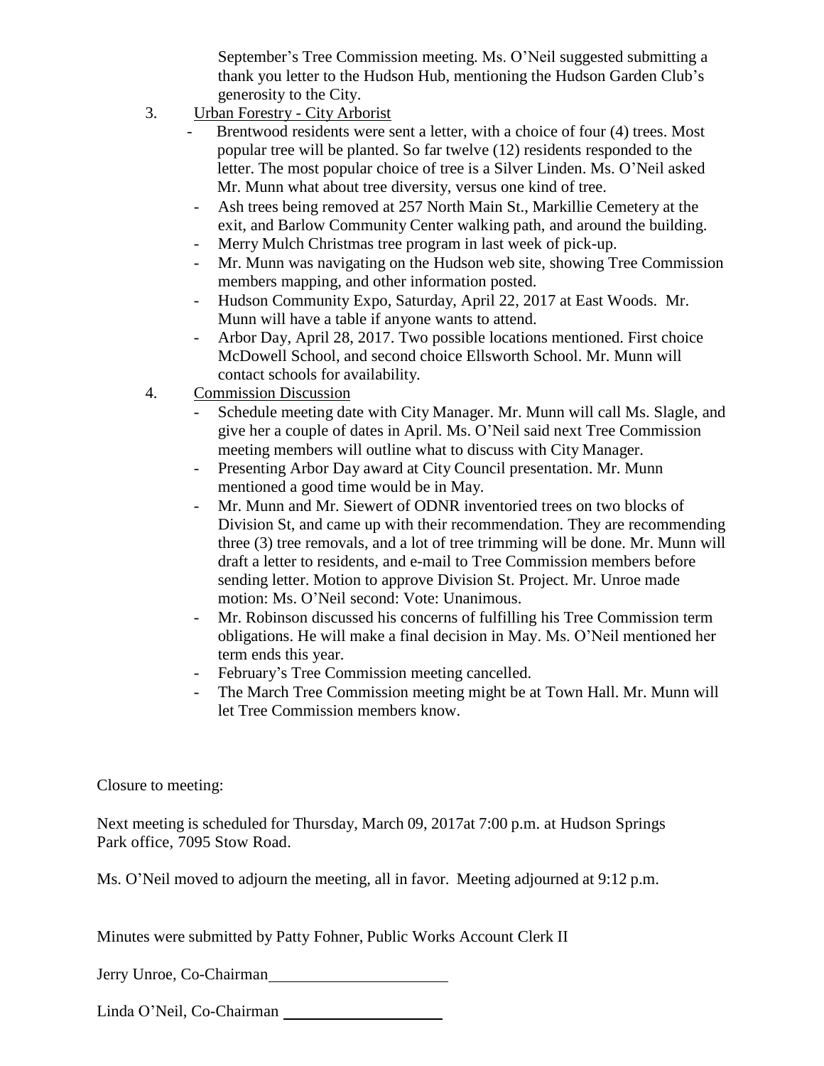September's Tree Commission meeting. Ms. O'Neil suggested submitting a thank you letter to the Hudson Hub, mentioning the Hudson Garden Club's generosity to the City.

3. Urban Forestry - City Arborist
   - Brentwood residents were sent a letter, with a choice of four (4) trees. Most popular tree will be planted. So far twelve (12) residents responded to the letter. The most popular choice of tree is a Silver Linden. Ms. O'Neil asked Mr. Munn what about tree diversity, versus one kind of tree.
   - Ash trees being removed at 257 North Main St., Markillie Cemetery at the exit, and Barlow Community Center walking path, and around the building.
   - Merry Mulch Christmas tree program in last week of pick-up.
   - Mr. Munn was navigating on the Hudson web site, showing Tree Commission members mapping, and other information posted.
   - Hudson Community Expo, Saturday, April 22, 2017 at East Woods. Mr. Munn will have a table if anyone wants to attend.
   - Arbor Day, April 28, 2017. Two possible locations mentioned. First choice McDowell School, and second choice Ellsworth School. Mr. Munn will contact schools for availability.
4. Commission Discussion
   - Schedule meeting date with City Manager. Mr. Munn will call Ms. Slagle, and give her a couple of dates in April. Ms. O'Neil said next Tree Commission meeting members will outline what to discuss with City Manager.
   - Presenting Arbor Day award at City Council presentation. Mr. Munn mentioned a good time would be in May.
   - Mr. Munn and Mr. Siewert of ODNR inventoried trees on two blocks of Division St, and came up with their recommendation. They are recommending three (3) tree removals, and a lot of tree trimming will be done. Mr. Munn will draft a letter to residents, and e-mail to Tree Commission members before sending letter. Motion to approve Division St. Project. Mr. Unroe made motion: Ms. O'Neil second: Vote: Unanimous.
   - Mr. Robinson discussed his concerns of fulfilling his Tree Commission term obligations. He will make a final decision in May. Ms. O'Neil mentioned her term ends this year.
   - February's Tree Commission meeting cancelled.
   - The March Tree Commission meeting might be at Town Hall. Mr. Munn will let Tree Commission members know.

Closure to meeting:

Next meeting is scheduled for Thursday, March 09, 2017at 7:00 p.m. at Hudson Springs Park office, 7095 Stow Road.

Ms. O'Neil moved to adjourn the meeting, all in favor. Meeting adjourned at 9:12 p.m.

Minutes were submitted by Patty Fohner, Public Works Account Clerk II

Jerry Unroe, Co-Chairman______________________

Linda O'Neil, Co-Chairman ____________________